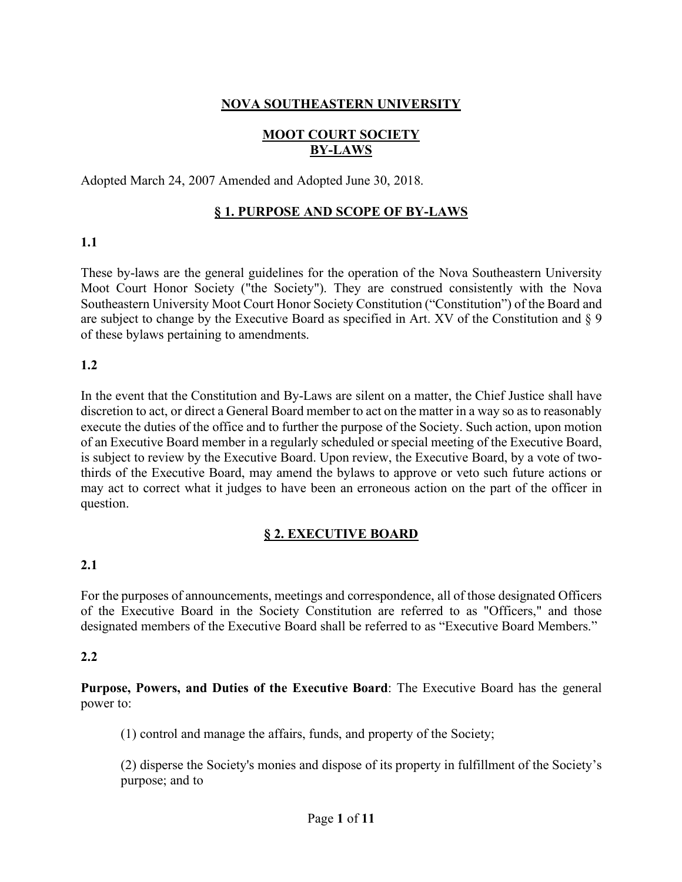# NOVA SOUTHEASTERN UNIVERSITY

## MOOT COURT SOCIETY BY-LAWS

Adopted March 24, 2007 Amended and Adopted June 30, 2018.

## § 1. PURPOSE AND SCOPE OF BY-LAWS

### 1.1

These by-laws are the general guidelines for the operation of the Nova Southeastern University Moot Court Honor Society ("the Society"). They are construed consistently with the Nova Southeastern University Moot Court Honor Society Constitution ("Constitution") of the Board and are subject to change by the Executive Board as specified in Art. XV of the Constitution and § 9 of these bylaws pertaining to amendments.

### 1.2

In the event that the Constitution and By-Laws are silent on a matter, the Chief Justice shall have discretion to act, or direct a General Board member to act on the matter in a way so as to reasonably execute the duties of the office and to further the purpose of the Society. Such action, upon motion of an Executive Board member in a regularly scheduled or special meeting of the Executive Board, is subject to review by the Executive Board. Upon review, the Executive Board, by a vote of two-thirds of the Executive Board, may amend the bylaws to approve or veto such future actions or may act to correct what it judges to have been an erroneous action on the part of the officer in question.

## § 2. EXECUTIVE BOARD

### 2.1

For the purposes of announcements, meetings and correspondence, all of those designated Officers of the Executive Board in the Society Constitution are referred to as "Officers," and those designated members of the Executive Board shall be referred to as "Executive Board Members."

### 2.2

**Purpose, Powers, and Duties of the Executive Board**: The Executive Board has the general power to:

(1) control and manage the affairs, funds, and property of the Society;

(2) disperse the Society's monies and dispose of its property in fulfillment of the Society's purpose; and to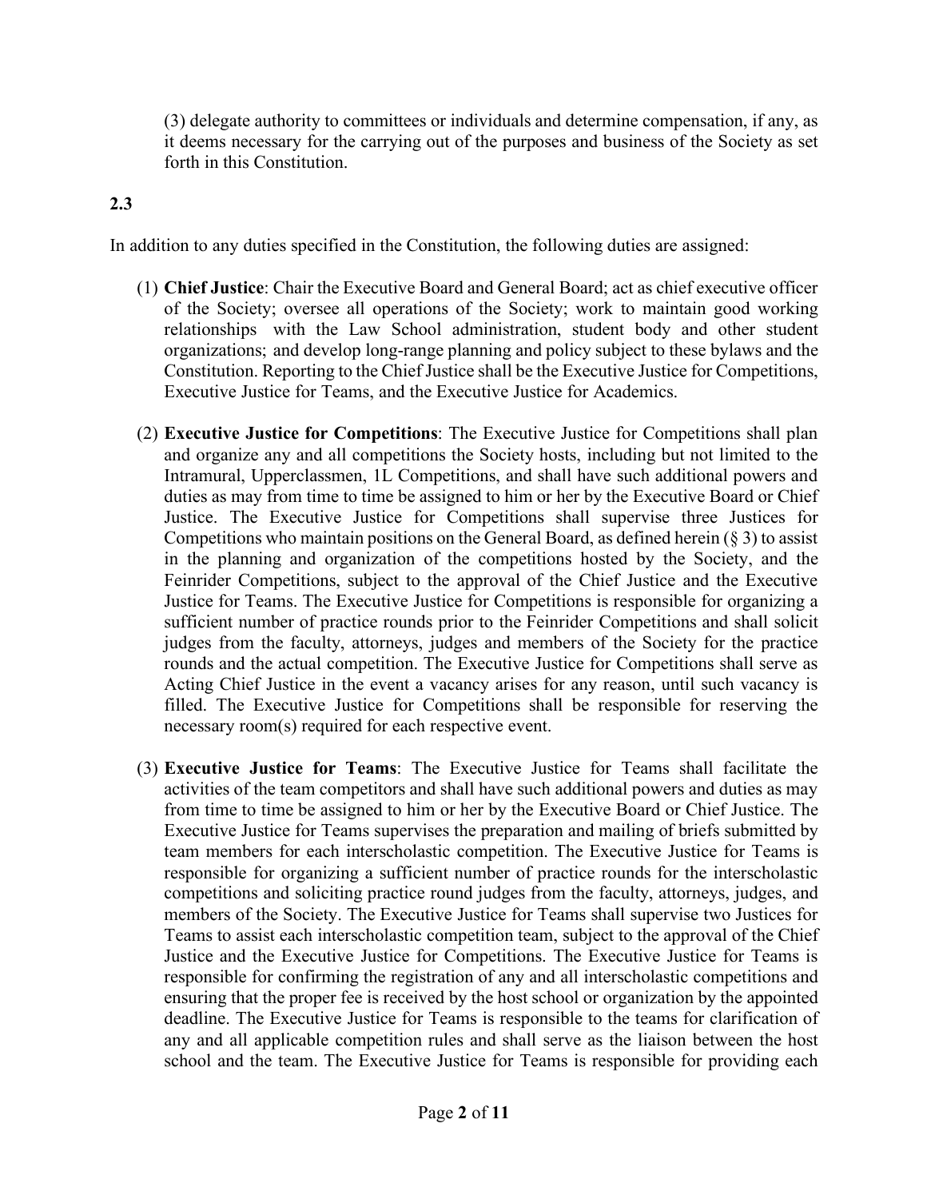(3) delegate authority to committees or individuals and determine compensation, if any, as it deems necessary for the carrying out of the purposes and business of the Society as set forth in this Constitution.

**2.3**

In addition to any duties specified in the Constitution, the following duties are assigned:

(1) **Chief Justice**: Chair the Executive Board and General Board; act as chief executive officer of the Society; oversee all operations of the Society; work to maintain good working relationships with the Law School administration, student body and other student organizations; and develop long-range planning and policy subject to these bylaws and the Constitution. Reporting to the Chief Justice shall be the Executive Justice for Competitions, Executive Justice for Teams, and the Executive Justice for Academics.

(2) **Executive Justice for Competitions**: The Executive Justice for Competitions shall plan and organize any and all competitions the Society hosts, including but not limited to the Intramural, Upperclassmen, 1L Competitions, and shall have such additional powers and duties as may from time to time be assigned to him or her by the Executive Board or Chief Justice. The Executive Justice for Competitions shall supervise three Justices for Competitions who maintain positions on the General Board, as defined herein (§ 3) to assist in the planning and organization of the competitions hosted by the Society, and the Feinrider Competitions, subject to the approval of the Chief Justice and the Executive Justice for Teams. The Executive Justice for Competitions is responsible for organizing a sufficient number of practice rounds prior to the Feinrider Competitions and shall solicit judges from the faculty, attorneys, judges and members of the Society for the practice rounds and the actual competition. The Executive Justice for Competitions shall serve as Acting Chief Justice in the event a vacancy arises for any reason, until such vacancy is filled. The Executive Justice for Competitions shall be responsible for reserving the necessary room(s) required for each respective event.

(3) **Executive Justice for Teams**: The Executive Justice for Teams shall facilitate the activities of the team competitors and shall have such additional powers and duties as may from time to time be assigned to him or her by the Executive Board or Chief Justice. The Executive Justice for Teams supervises the preparation and mailing of briefs submitted by team members for each interscholastic competition. The Executive Justice for Teams is responsible for organizing a sufficient number of practice rounds for the interscholastic competitions and soliciting practice round judges from the faculty, attorneys, judges, and members of the Society. The Executive Justice for Teams shall supervise two Justices for Teams to assist each interscholastic competition team, subject to the approval of the Chief Justice and the Executive Justice for Competitions. The Executive Justice for Teams is responsible for confirming the registration of any and all interscholastic competitions and ensuring that the proper fee is received by the host school or organization by the appointed deadline. The Executive Justice for Teams is responsible to the teams for clarification of any and all applicable competition rules and shall serve as the liaison between the host school and the team. The Executive Justice for Teams is responsible for providing each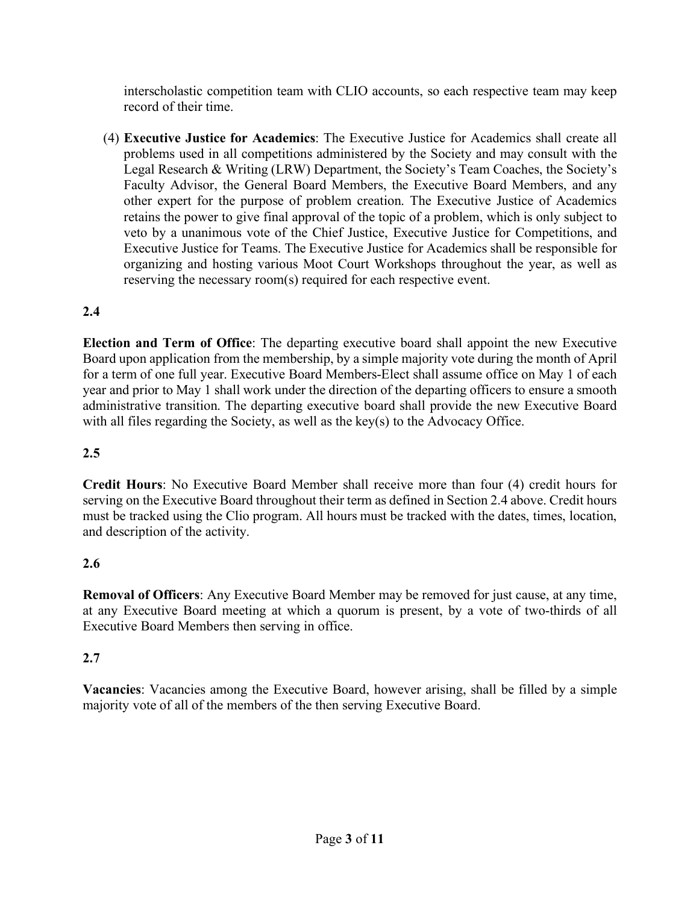interscholastic competition team with CLIO accounts, so each respective team may keep record of their time.

(4) **Executive Justice for Academics**: The Executive Justice for Academics shall create all problems used in all competitions administered by the Society and may consult with the Legal Research & Writing (LRW) Department, the Society's Team Coaches, the Society's Faculty Advisor, the General Board Members, the Executive Board Members, and any other expert for the purpose of problem creation. The Executive Justice of Academics retains the power to give final approval of the topic of a problem, which is only subject to veto by a unanimous vote of the Chief Justice, Executive Justice for Competitions, and Executive Justice for Teams. The Executive Justice for Academics shall be responsible for organizing and hosting various Moot Court Workshops throughout the year, as well as reserving the necessary room(s) required for each respective event.

**2.4**

**Election and Term of Office**: The departing executive board shall appoint the new Executive Board upon application from the membership, by a simple majority vote during the month of April for a term of one full year. Executive Board Members-Elect shall assume office on May 1 of each year and prior to May 1 shall work under the direction of the departing officers to ensure a smooth administrative transition. The departing executive board shall provide the new Executive Board with all files regarding the Society, as well as the key(s) to the Advocacy Office.

**2.5**

**Credit Hours**: No Executive Board Member shall receive more than four (4) credit hours for serving on the Executive Board throughout their term as defined in Section 2.4 above. Credit hours must be tracked using the Clio program. All hours must be tracked with the dates, times, location, and description of the activity.

**2.6**

**Removal of Officers**: Any Executive Board Member may be removed for just cause, at any time, at any Executive Board meeting at which a quorum is present, by a vote of two-thirds of all Executive Board Members then serving in office.

**2.7**

**Vacancies**: Vacancies among the Executive Board, however arising, shall be filled by a simple majority vote of all of the members of the then serving Executive Board.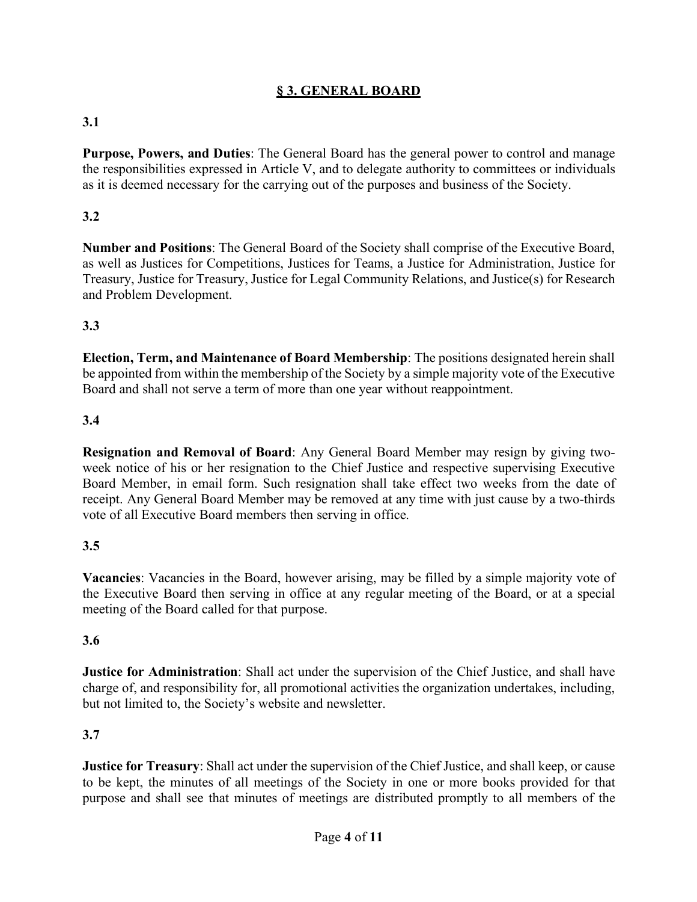## § 3. GENERAL BOARD

**3.1**

**Purpose, Powers, and Duties**: The General Board has the general power to control and manage the responsibilities expressed in Article V, and to delegate authority to committees or individuals as it is deemed necessary for the carrying out of the purposes and business of the Society.

**3.2**

**Number and Positions**: The General Board of the Society shall comprise of the Executive Board, as well as Justices for Competitions, Justices for Teams, a Justice for Administration, Justice for Treasury, Justice for Treasury, Justice for Legal Community Relations, and Justice(s) for Research and Problem Development.

**3.3**

**Election, Term, and Maintenance of Board Membership**: The positions designated herein shall be appointed from within the membership of the Society by a simple majority vote of the Executive Board and shall not serve a term of more than one year without reappointment.

**3.4**

**Resignation and Removal of Board**: Any General Board Member may resign by giving two-week notice of his or her resignation to the Chief Justice and respective supervising Executive Board Member, in email form. Such resignation shall take effect two weeks from the date of receipt. Any General Board Member may be removed at any time with just cause by a two-thirds vote of all Executive Board members then serving in office.

**3.5**

**Vacancies**: Vacancies in the Board, however arising, may be filled by a simple majority vote of the Executive Board then serving in office at any regular meeting of the Board, or at a special meeting of the Board called for that purpose.

**3.6**

**Justice for Administration**: Shall act under the supervision of the Chief Justice, and shall have charge of, and responsibility for, all promotional activities the organization undertakes, including, but not limited to, the Society's website and newsletter.

**3.7**

**Justice for Treasury**: Shall act under the supervision of the Chief Justice, and shall keep, or cause to be kept, the minutes of all meetings of the Society in one or more books provided for that purpose and shall see that minutes of meetings are distributed promptly to all members of the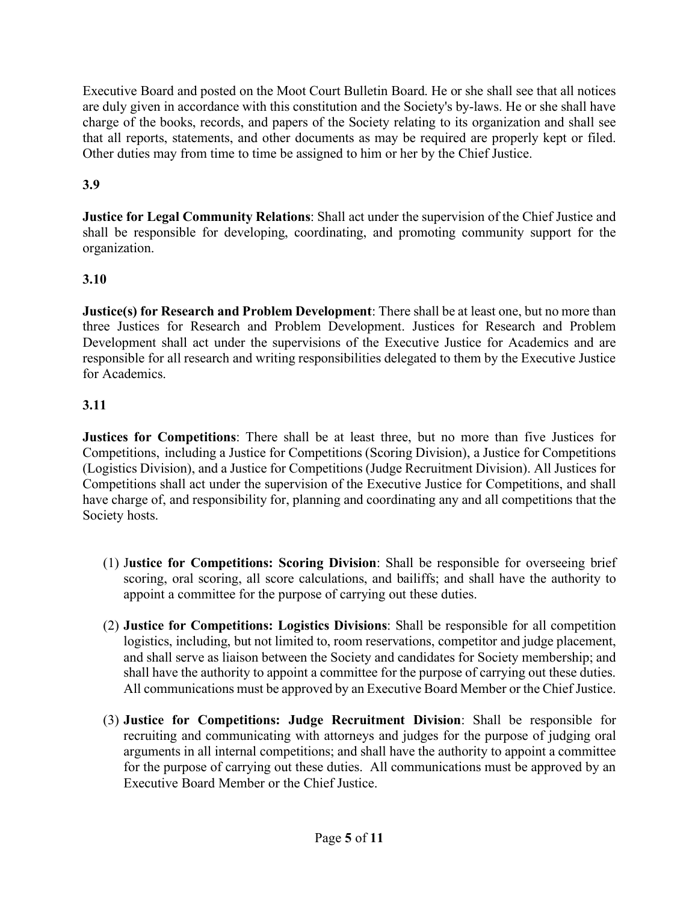Executive Board and posted on the Moot Court Bulletin Board. He or she shall see that all notices are duly given in accordance with this constitution and the Society's by-laws. He or she shall have charge of the books, records, and papers of the Society relating to its organization and shall see that all reports, statements, and other documents as may be required are properly kept or filed. Other duties may from time to time be assigned to him or her by the Chief Justice.

**3.9**

**Justice for Legal Community Relations**: Shall act under the supervision of the Chief Justice and shall be responsible for developing, coordinating, and promoting community support for the organization.

**3.10**

**Justice(s) for Research and Problem Development**: There shall be at least one, but no more than three Justices for Research and Problem Development. Justices for Research and Problem Development shall act under the supervisions of the Executive Justice for Academics and are responsible for all research and writing responsibilities delegated to them by the Executive Justice for Academics.

**3.11**

**Justices for Competitions**: There shall be at least three, but no more than five Justices for Competitions, including a Justice for Competitions (Scoring Division), a Justice for Competitions (Logistics Division), and a Justice for Competitions (Judge Recruitment Division). All Justices for Competitions shall act under the supervision of the Executive Justice for Competitions, and shall have charge of, and responsibility for, planning and coordinating any and all competitions that the Society hosts.

(1) J**ustice for Competitions: Scoring Division**: Shall be responsible for overseeing brief scoring, oral scoring, all score calculations, and bailiffs; and shall have the authority to appoint a committee for the purpose of carrying out these duties.

(2) **Justice for Competitions: Logistics Divisions**: Shall be responsible for all competition logistics, including, but not limited to, room reservations, competitor and judge placement, and shall serve as liaison between the Society and candidates for Society membership; and shall have the authority to appoint a committee for the purpose of carrying out these duties. All communications must be approved by an Executive Board Member or the Chief Justice.

(3) **Justice for Competitions: Judge Recruitment Division**: Shall be responsible for recruiting and communicating with attorneys and judges for the purpose of judging oral arguments in all internal competitions; and shall have the authority to appoint a committee for the purpose of carrying out these duties. All communications must be approved by an Executive Board Member or the Chief Justice.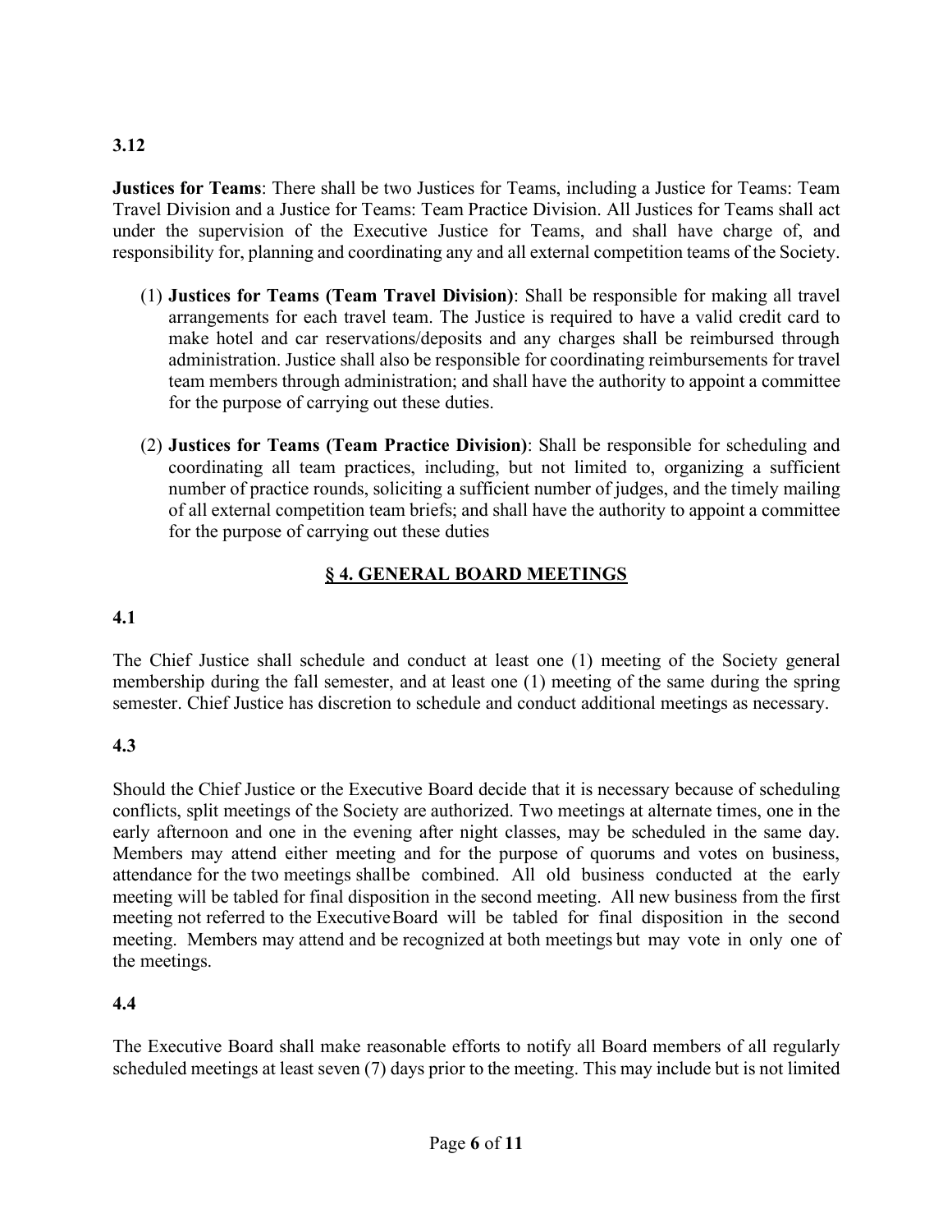**3.12**

**Justices for Teams**: There shall be two Justices for Teams, including a Justice for Teams: Team Travel Division and a Justice for Teams: Team Practice Division. All Justices for Teams shall act under the supervision of the Executive Justice for Teams, and shall have charge of, and responsibility for, planning and coordinating any and all external competition teams of the Society.

(1) **Justices for Teams (Team Travel Division)**: Shall be responsible for making all travel arrangements for each travel team. The Justice is required to have a valid credit card to make hotel and car reservations/deposits and any charges shall be reimbursed through administration. Justice shall also be responsible for coordinating reimbursements for travel team members through administration; and shall have the authority to appoint a committee for the purpose of carrying out these duties.

(2) **Justices for Teams (Team Practice Division)**: Shall be responsible for scheduling and coordinating all team practices, including, but not limited to, organizing a sufficient number of practice rounds, soliciting a sufficient number of judges, and the timely mailing of all external competition team briefs; and shall have the authority to appoint a committee for the purpose of carrying out these duties

## § 4. GENERAL BOARD MEETINGS

**4.1**

The Chief Justice shall schedule and conduct at least one (1) meeting of the Society general membership during the fall semester, and at least one (1) meeting of the same during the spring semester. Chief Justice has discretion to schedule and conduct additional meetings as necessary.

**4.3**

Should the Chief Justice or the Executive Board decide that it is necessary because of scheduling conflicts, split meetings of the Society are authorized. Two meetings at alternate times, one in the early afternoon and one in the evening after night classes, may be scheduled in the same day. Members may attend either meeting and for the purpose of quorums and votes on business, attendance for the two meetings shall be combined. All old business conducted at the early meeting will be tabled for final disposition in the second meeting. All new business from the first meeting not referred to the Executive Board will be tabled for final disposition in the second meeting. Members may attend and be recognized at both meetings but may vote in only one of the meetings.

**4.4**

The Executive Board shall make reasonable efforts to notify all Board members of all regularly scheduled meetings at least seven (7) days prior to the meeting. This may include but is not limited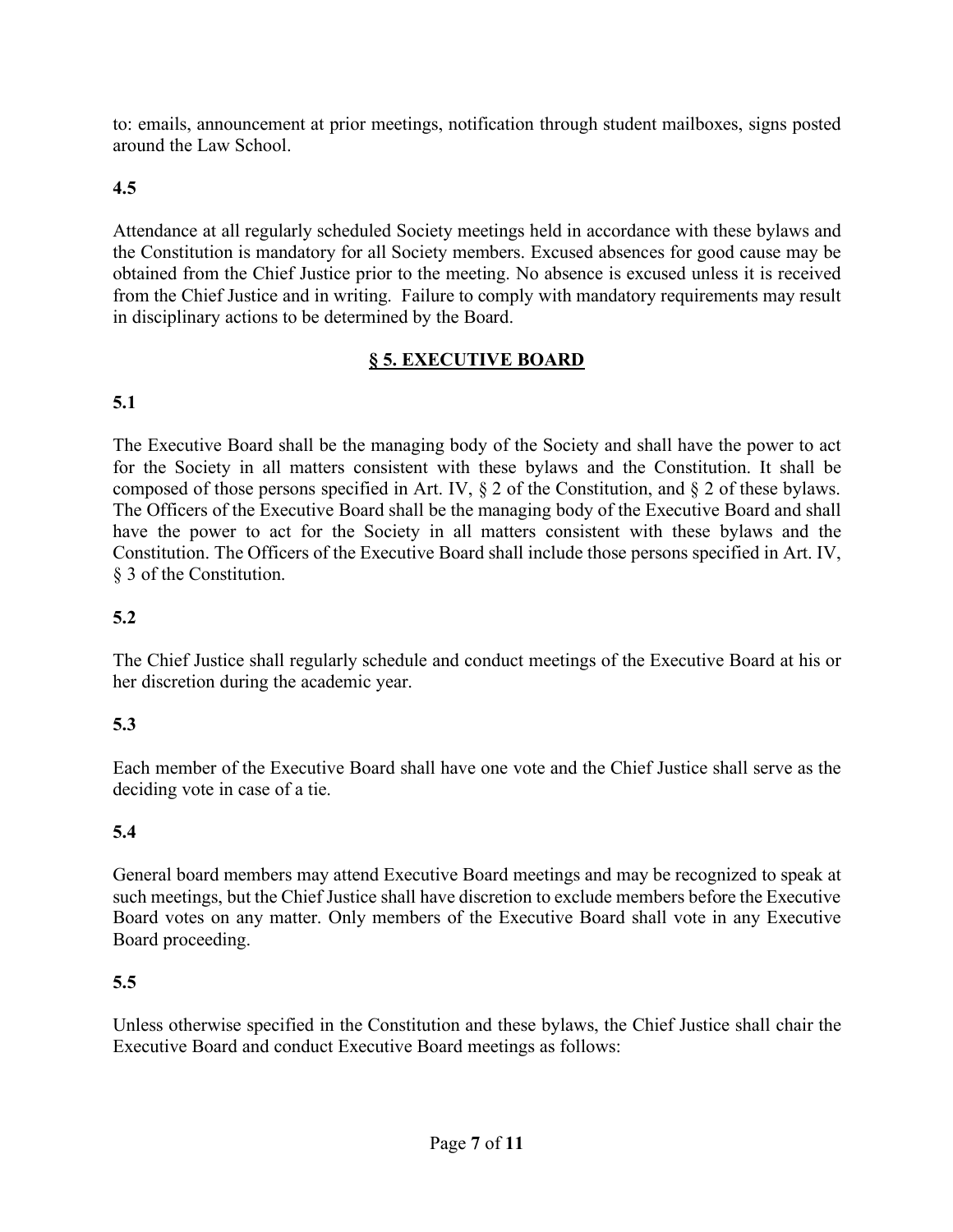to: emails, announcement at prior meetings, notification through student mailboxes, signs posted around the Law School.

**4.5**

Attendance at all regularly scheduled Society meetings held in accordance with these bylaws and the Constitution is mandatory for all Society members. Excused absences for good cause may be obtained from the Chief Justice prior to the meeting. No absence is excused unless it is received from the Chief Justice and in writing. Failure to comply with mandatory requirements may result in disciplinary actions to be determined by the Board.

## **§ 5. EXECUTIVE BOARD**

**5.1**

The Executive Board shall be the managing body of the Society and shall have the power to act for the Society in all matters consistent with these bylaws and the Constitution. It shall be composed of those persons specified in Art. IV, § 2 of the Constitution, and § 2 of these bylaws. The Officers of the Executive Board shall be the managing body of the Executive Board and shall have the power to act for the Society in all matters consistent with these bylaws and the Constitution. The Officers of the Executive Board shall include those persons specified in Art. IV, § 3 of the Constitution.

**5.2**

The Chief Justice shall regularly schedule and conduct meetings of the Executive Board at his or her discretion during the academic year.

**5.3**

Each member of the Executive Board shall have one vote and the Chief Justice shall serve as the deciding vote in case of a tie.

**5.4**

General board members may attend Executive Board meetings and may be recognized to speak at such meetings, but the Chief Justice shall have discretion to exclude members before the Executive Board votes on any matter. Only members of the Executive Board shall vote in any Executive Board proceeding.

**5.5**

Unless otherwise specified in the Constitution and these bylaws, the Chief Justice shall chair the Executive Board and conduct Executive Board meetings as follows: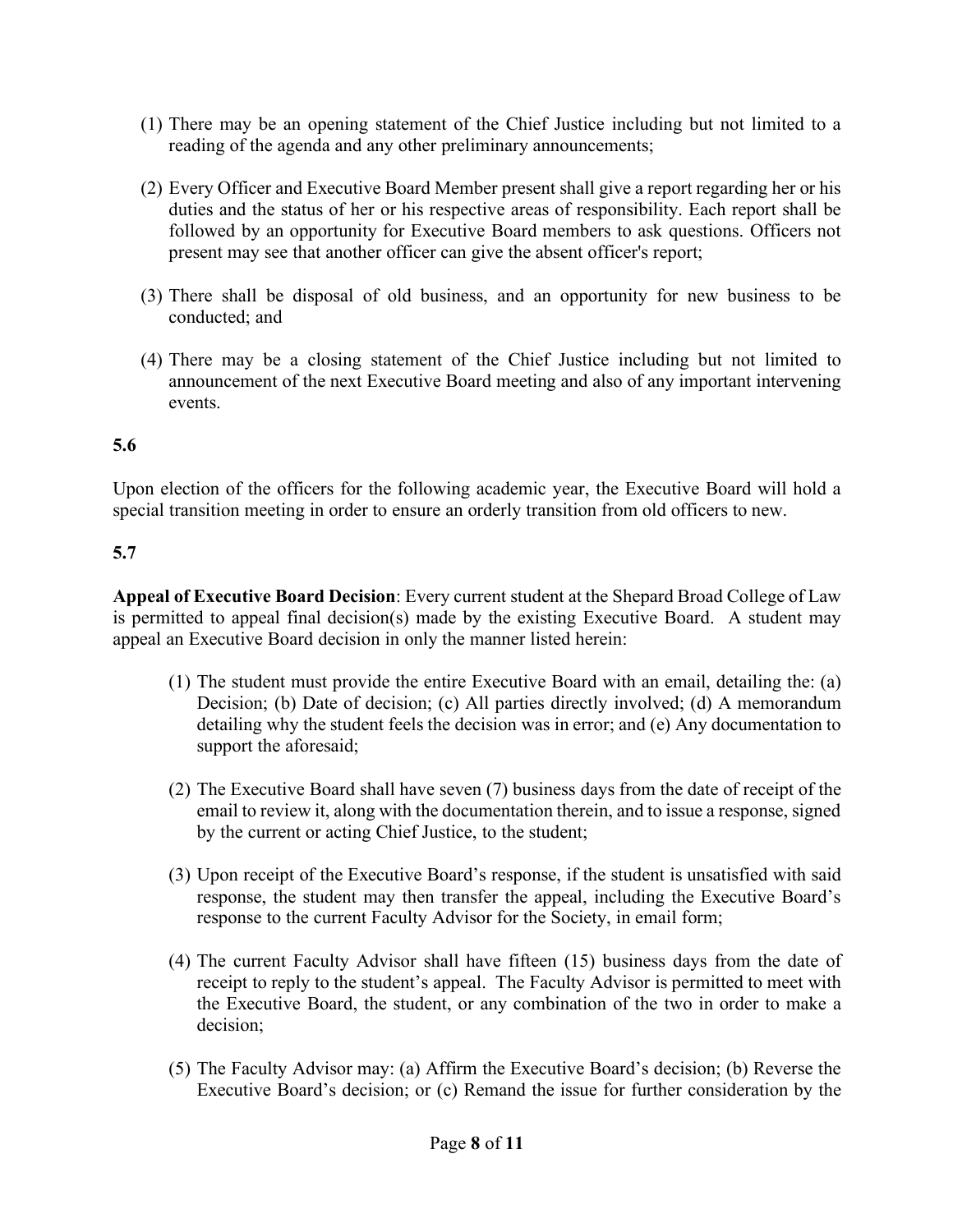(1) There may be an opening statement of the Chief Justice including but not limited to a reading of the agenda and any other preliminary announcements;

(2) Every Officer and Executive Board Member present shall give a report regarding her or his duties and the status of her or his respective areas of responsibility. Each report shall be followed by an opportunity for Executive Board members to ask questions. Officers not present may see that another officer can give the absent officer's report;

(3) There shall be disposal of old business, and an opportunity for new business to be conducted; and

(4) There may be a closing statement of the Chief Justice including but not limited to announcement of the next Executive Board meeting and also of any important intervening events.

**5.6**

Upon election of the officers for the following academic year, the Executive Board will hold a special transition meeting in order to ensure an orderly transition from old officers to new.

**5.7**

**Appeal of Executive Board Decision**: Every current student at the Shepard Broad College of Law is permitted to appeal final decision(s) made by the existing Executive Board. A student may appeal an Executive Board decision in only the manner listed herein:

(1) The student must provide the entire Executive Board with an email, detailing the: (a) Decision; (b) Date of decision; (c) All parties directly involved; (d) A memorandum detailing why the student feels the decision was in error; and (e) Any documentation to support the aforesaid;

(2) The Executive Board shall have seven (7) business days from the date of receipt of the email to review it, along with the documentation therein, and to issue a response, signed by the current or acting Chief Justice, to the student;

(3) Upon receipt of the Executive Board's response, if the student is unsatisfied with said response, the student may then transfer the appeal, including the Executive Board's response to the current Faculty Advisor for the Society, in email form;

(4) The current Faculty Advisor shall have fifteen (15) business days from the date of receipt to reply to the student's appeal. The Faculty Advisor is permitted to meet with the Executive Board, the student, or any combination of the two in order to make a decision;

(5) The Faculty Advisor may: (a) Affirm the Executive Board's decision; (b) Reverse the Executive Board's decision; or (c) Remand the issue for further consideration by the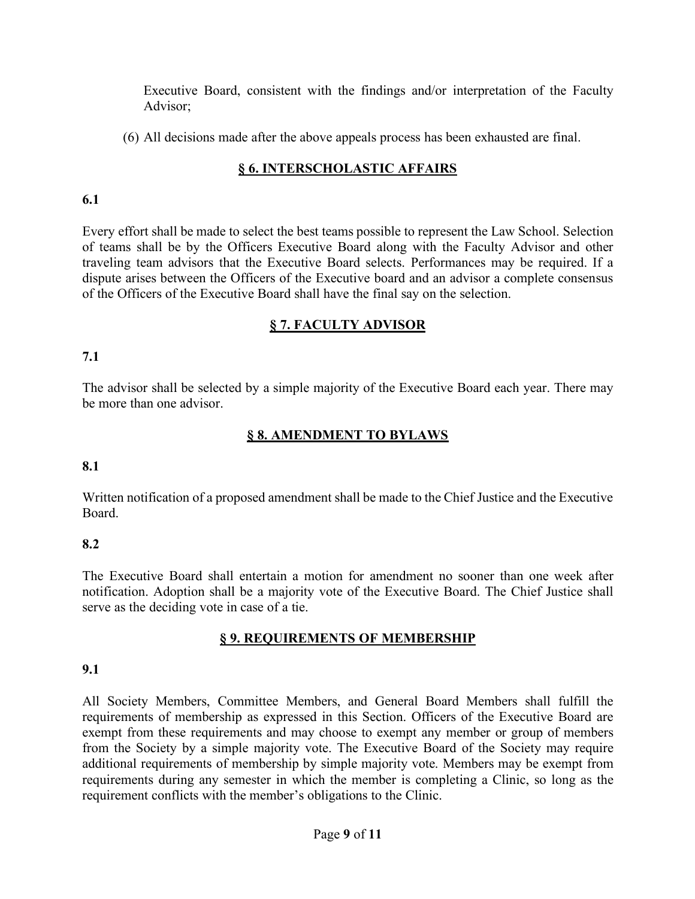Executive Board, consistent with the findings and/or interpretation of the Faculty Advisor;

(6) All decisions made after the above appeals process has been exhausted are final.

## **§ 6. INTERSCHOLASTIC AFFAIRS**

**6.1**

Every effort shall be made to select the best teams possible to represent the Law School. Selection of teams shall be by the Officers Executive Board along with the Faculty Advisor and other traveling team advisors that the Executive Board selects. Performances may be required. If a dispute arises between the Officers of the Executive board and an advisor a complete consensus of the Officers of the Executive Board shall have the final say on the selection.

## **§ 7. FACULTY ADVISOR**

**7.1**

The advisor shall be selected by a simple majority of the Executive Board each year. There may be more than one advisor.

## **§ 8. AMENDMENT TO BYLAWS**

**8.1**

Written notification of a proposed amendment shall be made to the Chief Justice and the Executive Board.

**8.2**

The Executive Board shall entertain a motion for amendment no sooner than one week after notification. Adoption shall be a majority vote of the Executive Board. The Chief Justice shall serve as the deciding vote in case of a tie.

## **§ 9. REQUIREMENTS OF MEMBERSHIP**

**9.1**

All Society Members, Committee Members, and General Board Members shall fulfill the requirements of membership as expressed in this Section. Officers of the Executive Board are exempt from these requirements and may choose to exempt any member or group of members from the Society by a simple majority vote. The Executive Board of the Society may require additional requirements of membership by simple majority vote. Members may be exempt from requirements during any semester in which the member is completing a Clinic, so long as the requirement conflicts with the member's obligations to the Clinic.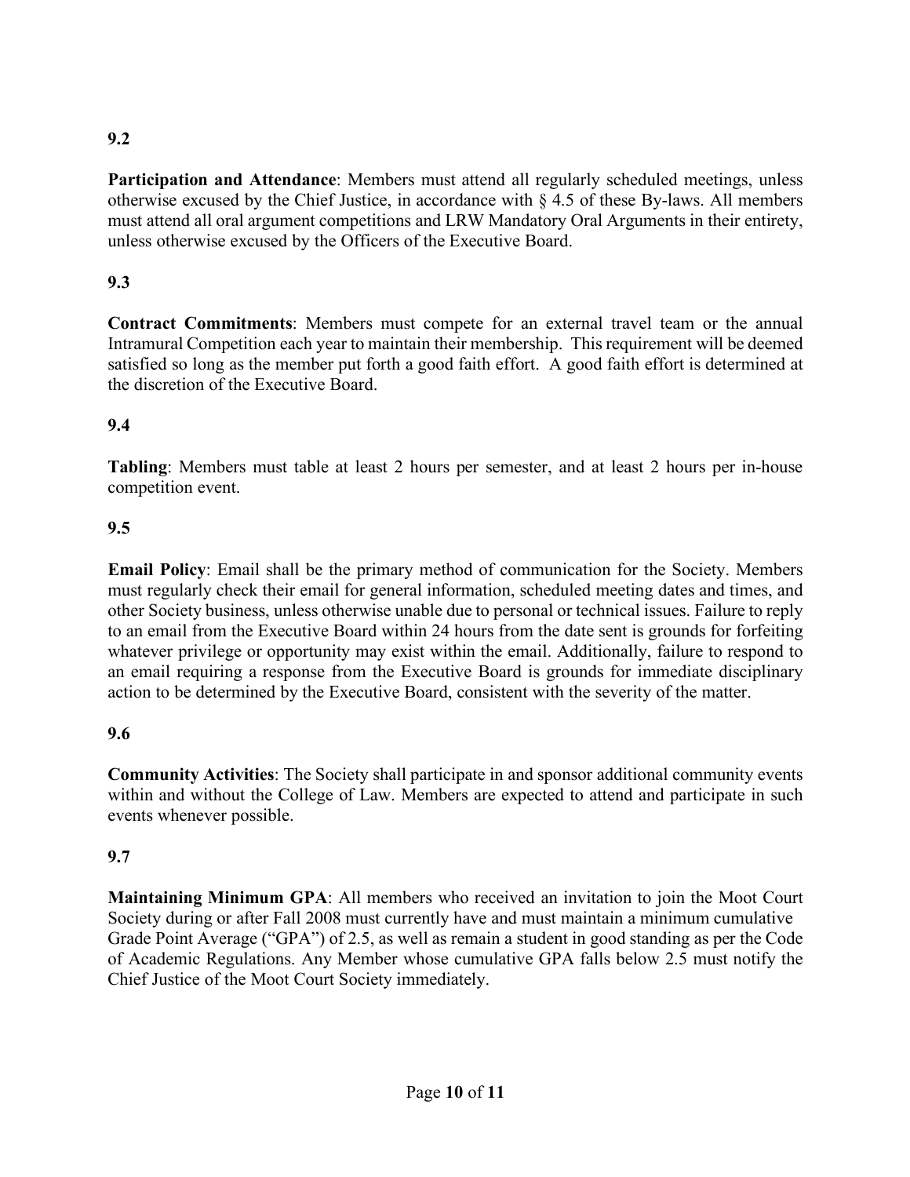**9.2**

**Participation and Attendance**: Members must attend all regularly scheduled meetings, unless otherwise excused by the Chief Justice, in accordance with § 4.5 of these By-laws. All members must attend all oral argument competitions and LRW Mandatory Oral Arguments in their entirety, unless otherwise excused by the Officers of the Executive Board.

**9.3**

**Contract Commitments**: Members must compete for an external travel team or the annual Intramural Competition each year to maintain their membership. This requirement will be deemed satisfied so long as the member put forth a good faith effort. A good faith effort is determined at the discretion of the Executive Board.

**9.4**

**Tabling**: Members must table at least 2 hours per semester, and at least 2 hours per in-house competition event.

**9.5**

**Email Policy**: Email shall be the primary method of communication for the Society. Members must regularly check their email for general information, scheduled meeting dates and times, and other Society business, unless otherwise unable due to personal or technical issues. Failure to reply to an email from the Executive Board within 24 hours from the date sent is grounds for forfeiting whatever privilege or opportunity may exist within the email. Additionally, failure to respond to an email requiring a response from the Executive Board is grounds for immediate disciplinary action to be determined by the Executive Board, consistent with the severity of the matter.

**9.6**

**Community Activities**: The Society shall participate in and sponsor additional community events within and without the College of Law. Members are expected to attend and participate in such events whenever possible.

**9.7**

**Maintaining Minimum GPA**: All members who received an invitation to join the Moot Court Society during or after Fall 2008 must currently have and must maintain a minimum cumulative Grade Point Average ("GPA") of 2.5, as well as remain a student in good standing as per the Code of Academic Regulations. Any Member whose cumulative GPA falls below 2.5 must notify the Chief Justice of the Moot Court Society immediately.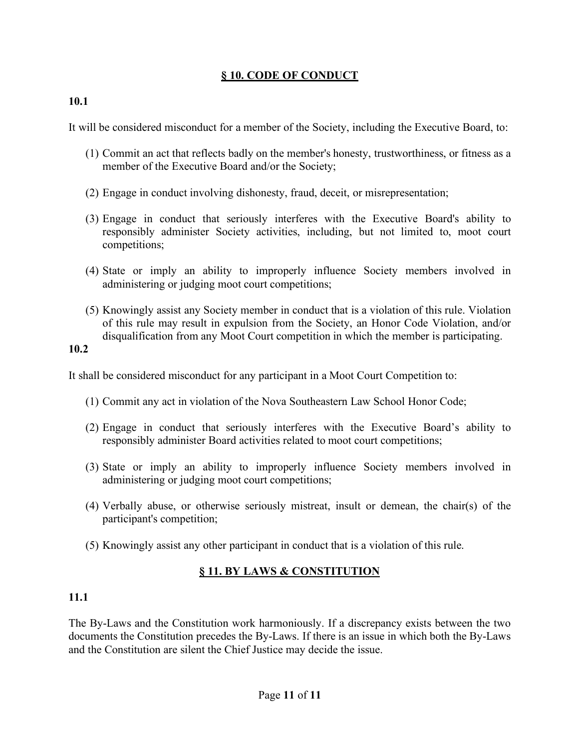## **§ 10. CODE OF CONDUCT**

**10.1**

It will be considered misconduct for a member of the Society, including the Executive Board, to:

(1) Commit an act that reflects badly on the member's honesty, trustworthiness, or fitness as a member of the Executive Board and/or the Society;

(2) Engage in conduct involving dishonesty, fraud, deceit, or misrepresentation;

(3) Engage in conduct that seriously interferes with the Executive Board's ability to responsibly administer Society activities, including, but not limited to, moot court competitions;

(4) State or imply an ability to improperly influence Society members involved in administering or judging moot court competitions;

(5) Knowingly assist any Society member in conduct that is a violation of this rule. Violation of this rule may result in expulsion from the Society, an Honor Code Violation, and/or disqualification from any Moot Court competition in which the member is participating.

**10.2**

It shall be considered misconduct for any participant in a Moot Court Competition to:

(1) Commit any act in violation of the Nova Southeastern Law School Honor Code;

(2) Engage in conduct that seriously interferes with the Executive Board's ability to responsibly administer Board activities related to moot court competitions;

(3) State or imply an ability to improperly influence Society members involved in administering or judging moot court competitions;

(4) Verbally abuse, or otherwise seriously mistreat, insult or demean, the chair(s) of the participant's competition;

(5) Knowingly assist any other participant in conduct that is a violation of this rule.

## **§ 11. BY LAWS & CONSTITUTION**

**11.1**

The By-Laws and the Constitution work harmoniously. If a discrepancy exists between the two documents the Constitution precedes the By-Laws. If there is an issue in which both the By-Laws and the Constitution are silent the Chief Justice may decide the issue.